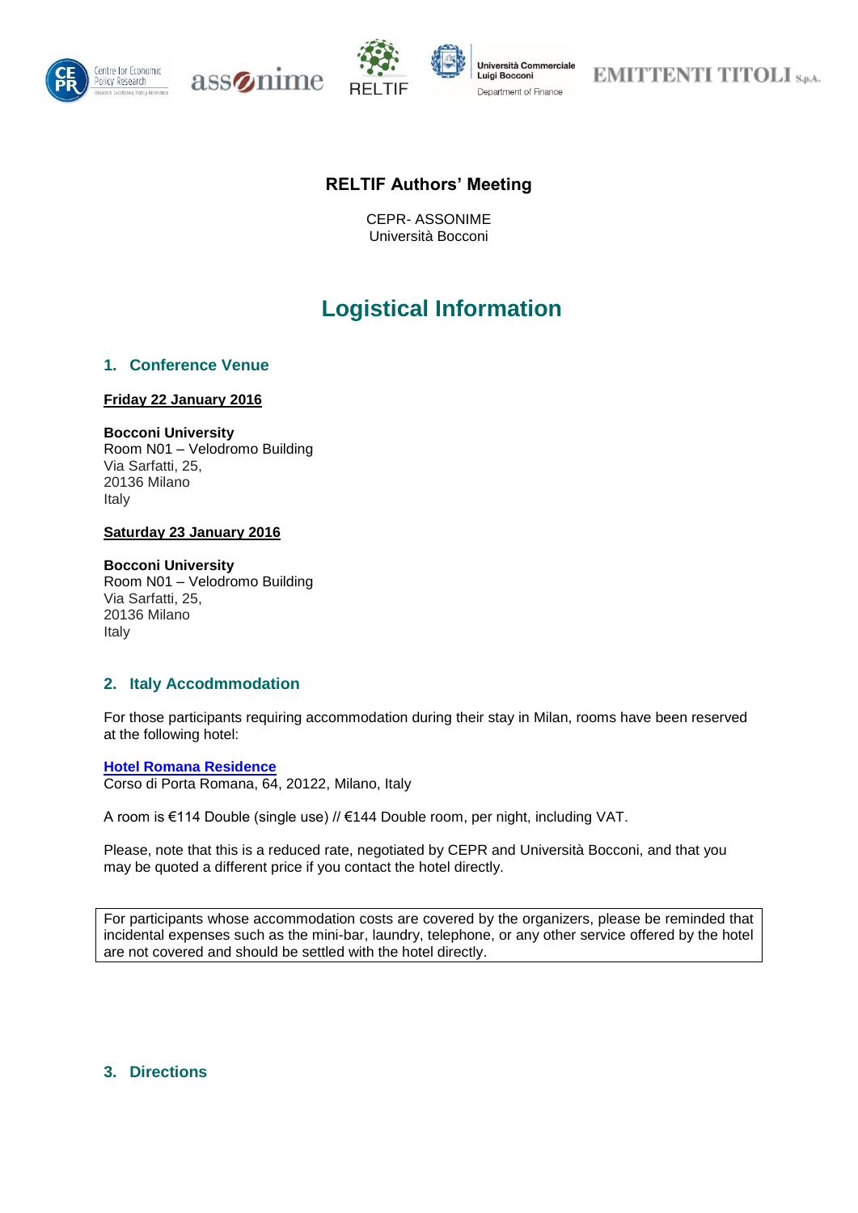# RELTIF Authors' Meeting

CEPR- ASSONIME
Università Bocconi

## Logistical Information

### 1. Conference Venue

**Friday 22 January 2016**

**Bocconi University**
Room N01 – Velodromo Building
Via Sarfatti, 25,
20136 Milano
Italy

**Saturday 23 January 2016**

**Bocconi University**
Room N01 – Velodromo Building
Via Sarfatti, 25,
20136 Milano
Italy

### 2. Italy Accodmmodation

For those participants requiring accommodation during their stay in Milan, rooms have been reserved at the following hotel:

**Hotel Romana Residence**
Corso di Porta Romana, 64, 20122, Milano, Italy

A room is €114 Double (single use) // €144 Double room, per night, including VAT.

Please, note that this is a reduced rate, negotiated by CEPR and Università Bocconi, and that you may be quoted a different price if you contact the hotel directly.

For participants whose accommodation costs are covered by the organizers, please be reminded that incidental expenses such as the mini-bar, laundry, telephone, or any other service offered by the hotel are not covered and should be settled with the hotel directly.

### 3. Directions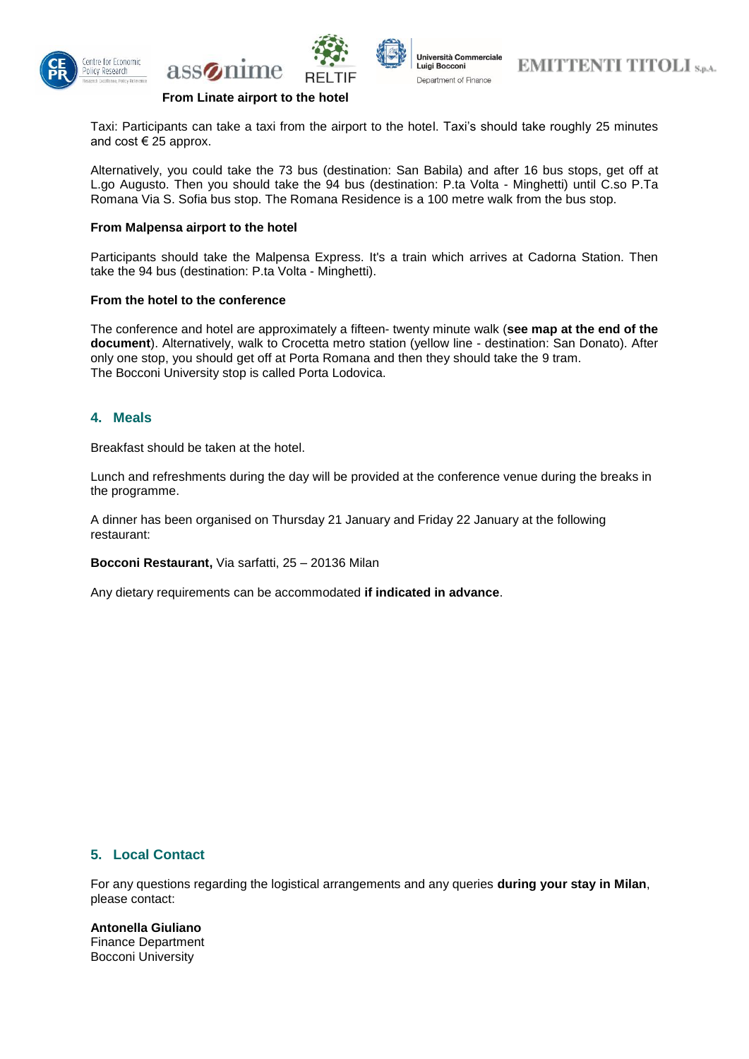**From Linate airport to the hotel**

Taxi: Participants can take a taxi from the airport to the hotel. Taxi's should take roughly 25 minutes and cost € 25 approx.

Alternatively, you could take the 73 bus (destination: San Babila) and after 16 bus stops, get off at L.go Augusto. Then you should take the 94 bus (destination: P.ta Volta - Minghetti) until C.so P.Ta Romana Via S. Sofia bus stop. The Romana Residence is a 100 metre walk from the bus stop.

**From Malpensa airport to the hotel**

Participants should take the Malpensa Express. It's a train which arrives at Cadorna Station. Then take the 94 bus (destination: P.ta Volta - Minghetti).

**From the hotel to the conference**

The conference and hotel are approximately a fifteen- twenty minute walk (**see map at the end of the document**). Alternatively, walk to Crocetta metro station (yellow line - destination: San Donato). After only one stop, you should get off at Porta Romana and then they should take the 9 tram.
The Bocconi University stop is called Porta Lodovica.

## 4. Meals

Breakfast should be taken at the hotel.

Lunch and refreshments during the day will be provided at the conference venue during the breaks in the programme.

A dinner has been organised on Thursday 21 January and Friday 22 January at the following restaurant:

**Bocconi Restaurant,** Via sarfatti, 25 – 20136 Milan

Any dietary requirements can be accommodated **if indicated in advance**.

## 5. Local Contact

For any questions regarding the logistical arrangements and any queries **during your stay in Milan**, please contact:

**Antonella Giuliano**
Finance Department
Bocconi University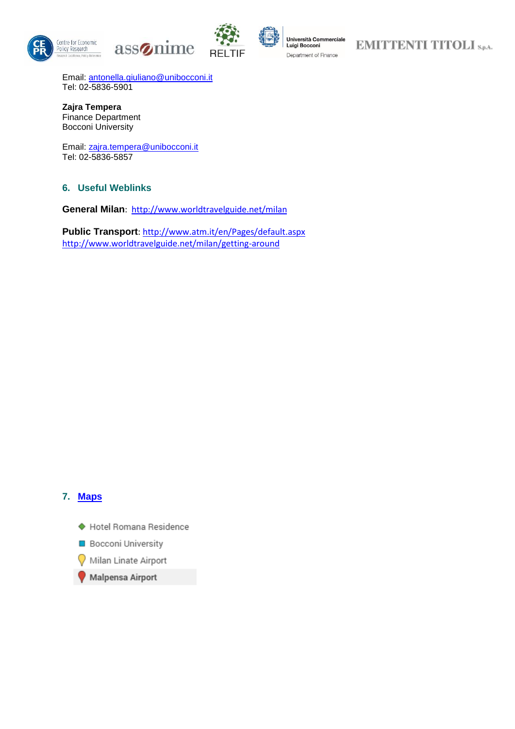Email: antonella.giuliano@unibocconi.it
Tel: 02-5836-5901

**Zajra Tempera**
Finance Department
Bocconi University

Email: zajra.tempera@unibocconi.it
Tel: 02-5836-5857

## 6. Useful Weblinks

**General Milan**: http://www.worldtravelguide.net/milan

**Public Transport**: http://www.atm.it/en/Pages/default.aspx
http://www.worldtravelguide.net/milan/getting-around

## 7. Maps

- Hotel Romana Residence
- Bocconi University
- Milan Linate Airport
- **Malpensa Airport**